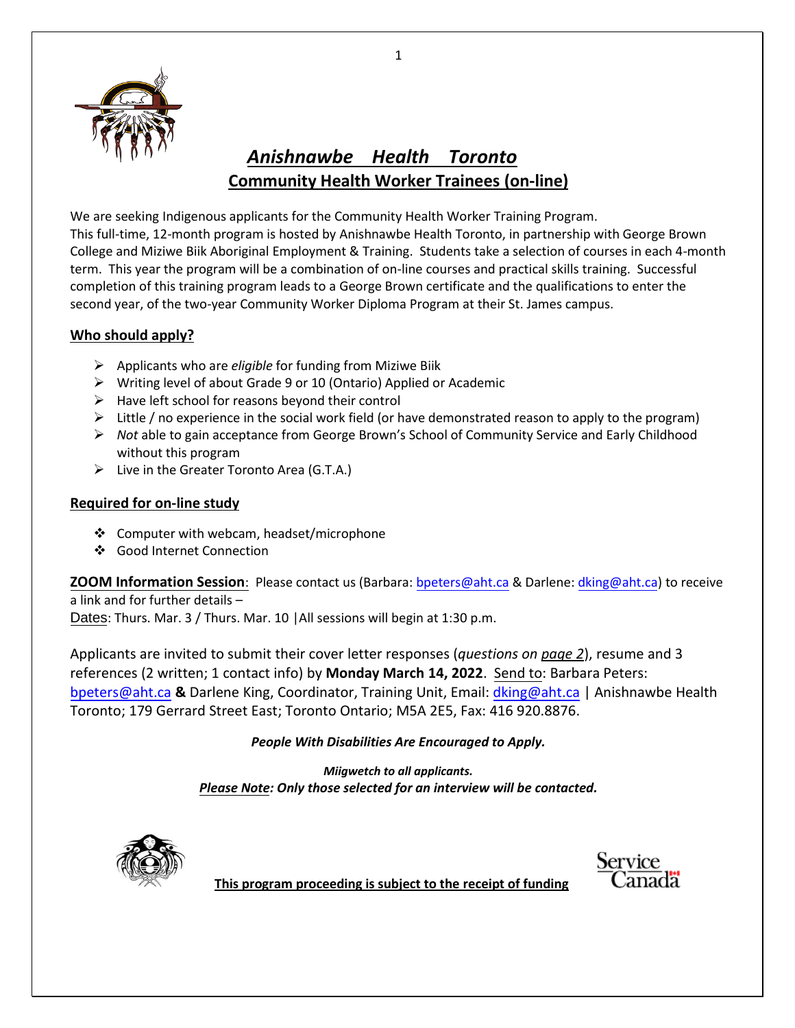# *Anishnawbe Health Toronto*

## Community Health Worker Trainees (on-line)

We are seeking Indigenous applicants for the Community Health Worker Training Program.
This full-time, 12-month program is hosted by Anishnawbe Health Toronto, in partnership with George Brown College and Miziwe Biik Aboriginal Employment & Training. Students take a selection of courses in each 4-month term. This year the program will be a combination of on-line courses and practical skills training. Successful completion of this training program leads to a George Brown certificate and the qualifications to enter the second year, of the two-year Community Worker Diploma Program at their St. James campus.

### Who should apply?

- Applicants who are *eligible* for funding from Miziwe Biik
- Writing level of about Grade 9 or 10 (Ontario) Applied or Academic
- Have left school for reasons beyond their control
- Little / no experience in the social work field (or have demonstrated reason to apply to the program)
- *Not* able to gain acceptance from George Brown's School of Community Service and Early Childhood without this program
- Live in the Greater Toronto Area (G.T.A.)

### Required for on-line study

- Computer with webcam, headset/microphone
- Good Internet Connection

**ZOOM Information Session**: Please contact us (Barbara: bpeters@aht.ca & Darlene: dking@aht.ca) to receive a link and for further details –
Dates: Thurs. Mar. 3 / Thurs. Mar. 10 |All sessions will begin at 1:30 p.m.

Applicants are invited to submit their cover letter responses (*questions on page 2*), resume and 3 references (2 written; 1 contact info) by **Monday March 14, 2022**. Send to: Barbara Peters: bpeters@aht.ca **&** Darlene King, Coordinator, Training Unit, Email: dking@aht.ca | Anishnawbe Health Toronto; 179 Gerrard Street East; Toronto Ontario; M5A 2E5, Fax: 416 920.8876.

***People With Disabilities Are Encouraged to Apply.***

***Miigwetch to all applicants.***
***Please Note: Only those selected for an interview will be contacted.***

**This program proceeding is subject to the receipt of funding**

Service Canada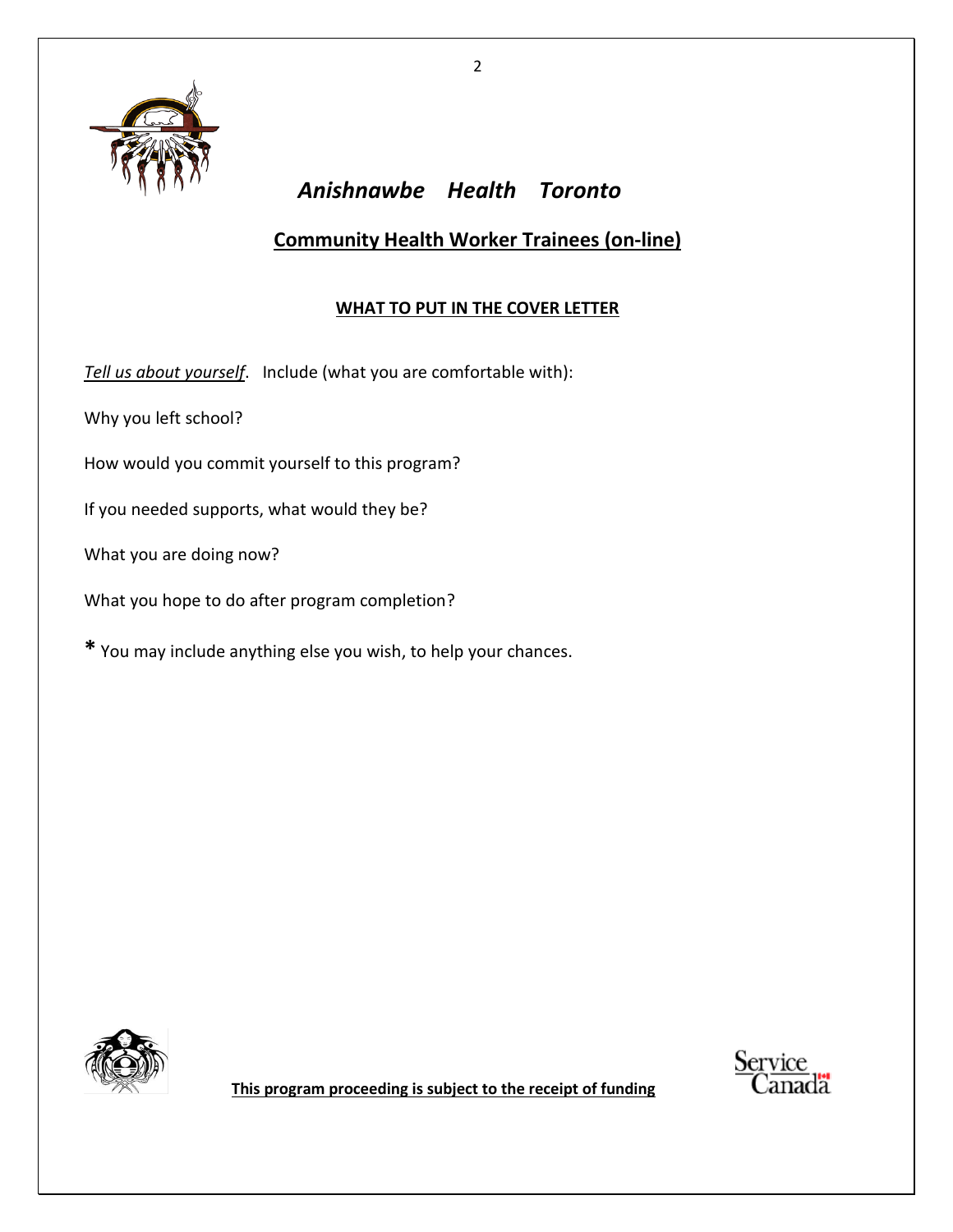# *Anishnawbe Health Toronto*

## Community Health Worker Trainees (on-line)

### WHAT TO PUT IN THE COVER LETTER

*Tell us about yourself*. Include (what you are comfortable with):

Why you left school?

How would you commit yourself to this program?

If you needed supports, what would they be?

What you are doing now?

What you hope to do after program completion?

**\*** You may include anything else you wish, to help your chances.

**This program proceeding is subject to the receipt of funding**

Service Canada